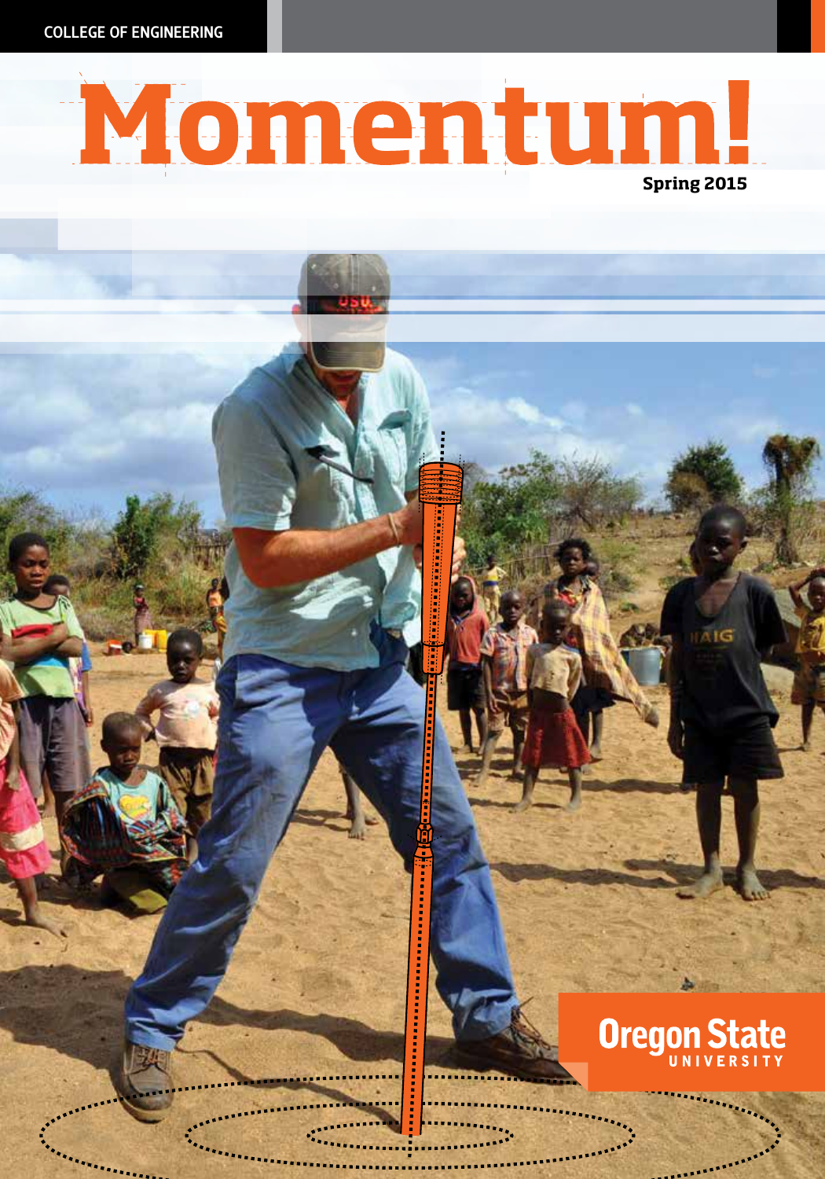COLLEGE OF ENGINEERING

# Momentum!

**Spring 2015**

Oregon State UNIVERSITY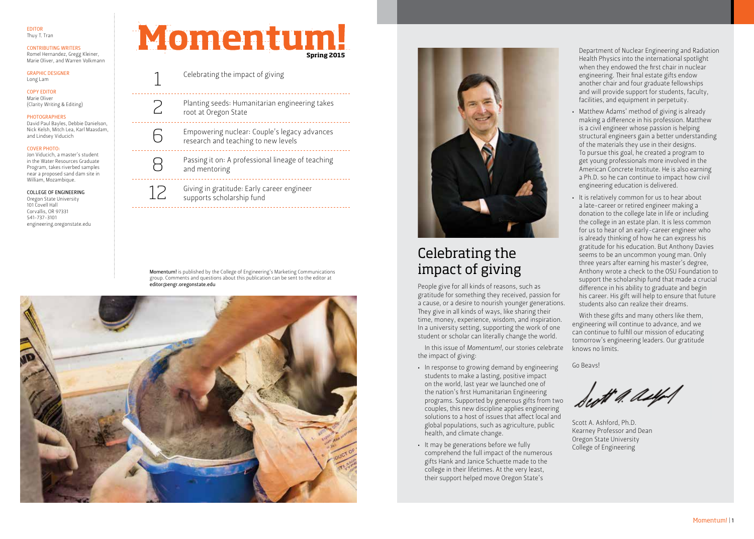EDITOR
Thuy T. Tran

CONTRIBUTING WRITERS
Romel Hernandez, Gregg Kleiner, Marie Oliver, and Warren Volkmann

GRAPHIC DESIGNER
Long Lam

COPY EDITOR
Marie Oliver
(Clarity Writing & Editing)

PHOTOGRAPHERS
David Paul Bayles, Debbie Danielson, Nick Kelsh, Mitch Lea, Karl Maasdam, and Lindsey Viducich

COVER PHOTO:
Jon Viducich, a master's student in the Water Resources Graduate Program, takes riverbed samples near a proposed sand dam site in William, Mozambique.

COLLEGE OF ENGINEERING
Oregon State University
101 Covell Hall
Corvallis, OR 97331
541-737-3101
engineering.oregonstate.edu

# Momentum!

**Spring 2015**

1 Celebrating the impact of giving

2 Planting seeds: Humanitarian engineering takes root at Oregon State

6 Empowering nuclear: Couple's legacy advances research and teaching to new levels

8 Passing it on: A professional lineage of teaching and mentoring

12 Giving in gratitude: Early career engineer supports scholarship fund

**Momentum!** is published by the College of Engineering's Marketing Communications group. Comments and questions about this publication can be sent to the editor at **editor@engr.oregonstate.edu**

## Celebrating the impact of giving

People give for all kinds of reasons, such as gratitude for something they received, passion for a cause, or a desire to nourish younger generations. They give in all kinds of ways, like sharing their time, money, experience, wisdom, and inspiration. In a university setting, supporting the work of one student or scholar can literally change the world.

In this issue of *Momentum!*, our stories celebrate the impact of giving:

- In response to growing demand by engineering students to make a lasting, positive impact on the world, last year we launched one of the nation's first Humanitarian Engineering programs. Supported by generous gifts from two couples, this new discipline applies engineering solutions to a host of issues that affect local and global populations, such as agriculture, public health, and climate change.
- It may be generations before we fully comprehend the full impact of the numerous gifts Hank and Janice Schuette made to the college in their lifetimes. At the very least, their support helped move Oregon State's Department of Nuclear Engineering and Radiation Health Physics into the international spotlight when they endowed the first chair in nuclear engineering. Their final estate gifts endow another chair and four graduate fellowships and will provide support for students, faculty, facilities, and equipment in perpetuity.
- Matthew Adams' method of giving is already making a difference in his profession. Matthew is a civil engineer whose passion is helping structural engineers gain a better understanding of the materials they use in their designs. To pursue this goal, he created a program to get young professionals more involved in the American Concrete Institute. He is also earning a Ph.D. so he can continue to impact how civil engineering education is delivered.
- It is relatively common for us to hear about a late-career or retired engineer making a donation to the college late in life or including the college in an estate plan. It is less common for us to hear of an early-career engineer who is already thinking of how he can express his gratitude for his education. But Anthony Davies seems to be an uncommon young man. Only three years after earning his master's degree, Anthony wrote a check to the OSU Foundation to support the scholarship fund that made a crucial difference in his ability to graduate and begin his career. His gift will help to ensure that future students also can realize their dreams.

With these gifts and many others like them, engineering will continue to advance, and we can continue to fulfill our mission of educating tomorrow's engineering leaders. Our gratitude knows no limits.

Go Beavs!

Scott A. Ashford, Ph.D.
Kearney Professor and Dean
Oregon State University
College of Engineering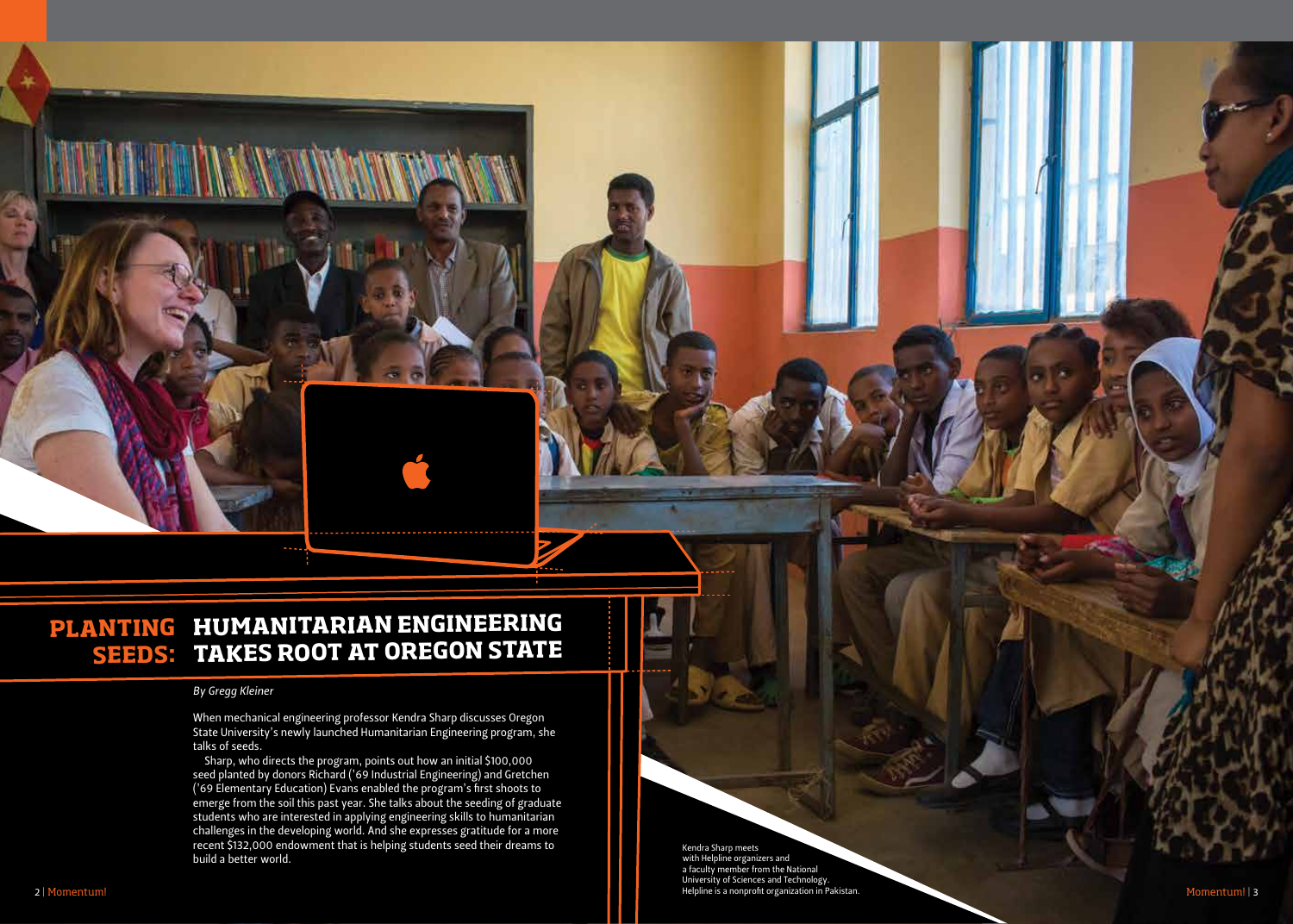# PLANTING SEEDS: HUMANITARIAN ENGINEERING TAKES ROOT AT OREGON STATE

*By Gregg Kleiner*

When mechanical engineering professor Kendra Sharp discusses Oregon State University's newly launched Humanitarian Engineering program, she talks of seeds.

Sharp, who directs the program, points out how an initial $100,000 seed planted by donors Richard ('69 Industrial Engineering) and Gretchen ('69 Elementary Education) Evans enabled the program's first shoots to emerge from the soil this past year. She talks about the seeding of graduate students who are interested in applying engineering skills to humanitarian challenges in the developing world. And she expresses gratitude for a more recent $132,000 endowment that is helping students seed their dreams to build a better world.

Kendra Sharp meets with Helpline organizers and a faculty member from the National University of Sciences and Technology. Helpline is a nonprofit organization in Pakistan.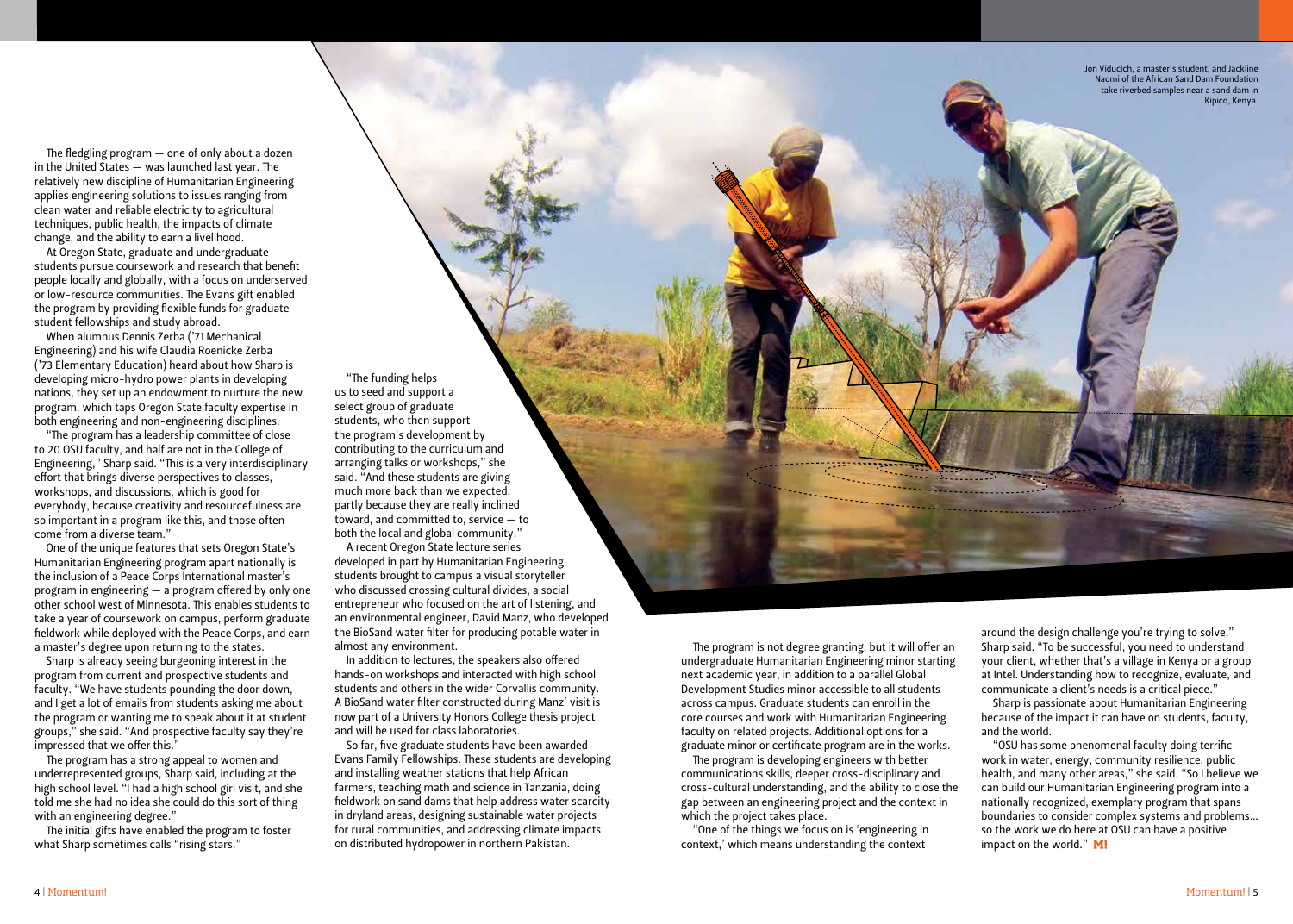The fledgling program — one of only about a dozen in the United States — was launched last year. The relatively new discipline of Humanitarian Engineering applies engineering solutions to issues ranging from clean water and reliable electricity to agricultural techniques, public health, the impacts of climate change, and the ability to earn a livelihood.

At Oregon State, graduate and undergraduate students pursue coursework and research that benefit people locally and globally, with a focus on underserved or low-resource communities. The Evans gift enabled the program by providing flexible funds for graduate student fellowships and study abroad.

When alumnus Dennis Zerba ('71 Mechanical Engineering) and his wife Claudia Roenicke Zerba ('73 Elementary Education) heard about how Sharp is developing micro-hydro power plants in developing nations, they set up an endowment to nurture the new program, which taps Oregon State faculty expertise in both engineering and non-engineering disciplines.

"The program has a leadership committee of close to 20 OSU faculty, and half are not in the College of Engineering," Sharp said. "This is a very interdisciplinary effort that brings diverse perspectives to classes, workshops, and discussions, which is good for everybody, because creativity and resourcefulness are so important in a program like this, and those often come from a diverse team."

One of the unique features that sets Oregon State's Humanitarian Engineering program apart nationally is the inclusion of a Peace Corps International master's program in engineering — a program offered by only one other school west of Minnesota. This enables students to take a year of coursework on campus, perform graduate fieldwork while deployed with the Peace Corps, and earn a master's degree upon returning to the states.

Sharp is already seeing burgeoning interest in the program from current and prospective students and faculty. "We have students pounding the door down, and I get a lot of emails from students asking me about the program or wanting me to speak about it at student groups," she said. "And prospective faculty say they're impressed that we offer this."

The program has a strong appeal to women and underrepresented groups, Sharp said, including at the high school level. "I had a high school girl visit, and she told me she had no idea she could do this sort of thing with an engineering degree."

The initial gifts have enabled the program to foster what Sharp sometimes calls "rising stars."

"The funding helps us to seed and support a select group of graduate students, who then support the program's development by contributing to the curriculum and arranging talks or workshops," she said. "And these students are giving much more back than we expected, partly because they are really inclined toward, and committed to, service — to both the local and global community."

A recent Oregon State lecture series developed in part by Humanitarian Engineering students brought to campus a visual storyteller who discussed crossing cultural divides, a social entrepreneur who focused on the art of listening, and an environmental engineer, David Manz, who developed the BioSand water filter for producing potable water in almost any environment.

In addition to lectures, the speakers also offered hands-on workshops and interacted with high school students and others in the wider Corvallis community. A BioSand water filter constructed during Manz' visit is now part of a University Honors College thesis project and will be used for class laboratories.

So far, five graduate students have been awarded Evans Family Fellowships. These students are developing and installing weather stations that help African farmers, teaching math and science in Tanzania, doing fieldwork on sand dams that help address water scarcity in dryland areas, designing sustainable water projects for rural communities, and addressing climate impacts on distributed hydropower in northern Pakistan.

Jon Viducich, a master's student, and Jackline Naomi of the African Sand Dam Foundation take riverbed samples near a sand dam in Kipico, Kenya.

The program is not degree granting, but it will offer an undergraduate Humanitarian Engineering minor starting next academic year, in addition to a parallel Global Development Studies minor accessible to all students across campus. Graduate students can enroll in the core courses and work with Humanitarian Engineering faculty on related projects. Additional options for a graduate minor or certificate program are in the works.

The program is developing engineers with better communications skills, deeper cross-disciplinary and cross-cultural understanding, and the ability to close the gap between an engineering project and the context in which the project takes place.

"One of the things we focus on is 'engineering in context,' which means understanding the context around the design challenge you're trying to solve," Sharp said. "To be successful, you need to understand your client, whether that's a village in Kenya or a group at Intel. Understanding how to recognize, evaluate, and communicate a client's needs is a critical piece."

Sharp is passionate about Humanitarian Engineering because of the impact it can have on students, faculty, and the world.

"OSU has some phenomenal faculty doing terrific work in water, energy, community resilience, public health, and many other areas," she said. "So I believe we can build our Humanitarian Engineering program into a nationally recognized, exemplary program that spans boundaries to consider complex systems and problems... so the work we do here at OSU can have a positive impact on the world." **M!**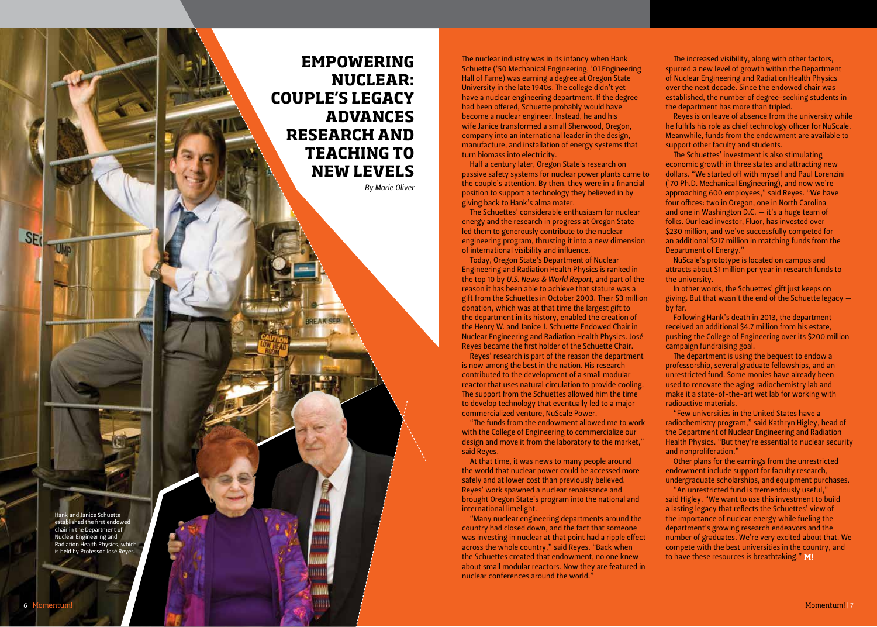# EMPOWERING NUCLEAR: COUPLE'S LEGACY ADVANCES RESEARCH AND TEACHING TO NEW LEVELS

*By Marie Oliver*

Hank and Janice Schuette established the first endowed chair in the Department of Nuclear Engineering and Radiation Health Physics, which is held by Professor José Reyes.

The nuclear industry was in its infancy when Hank Schuette ('50 Mechanical Engineering, '01 Engineering Hall of Fame) was earning a degree at Oregon State University in the late 1940s. The college didn't yet have a nuclear engineering department. If the degree had been offered, Schuette probably would have become a nuclear engineer. Instead, he and his wife Janice transformed a small Sherwood, Oregon, company into an international leader in the design, manufacture, and installation of energy systems that turn biomass into electricity.

Half a century later, Oregon State's research on passive safety systems for nuclear power plants came to the couple's attention. By then, they were in a financial position to support a technology they believed in by giving back to Hank's alma mater.

The Schuettes' considerable enthusiasm for nuclear energy and the research in progress at Oregon State led them to generously contribute to the nuclear engineering program, thrusting it into a new dimension of international visibility and influence.

Today, Oregon State's Department of Nuclear Engineering and Radiation Health Physics is ranked in the top 10 by *U.S. News & World Report*, and part of the reason it has been able to achieve that stature was a gift from the Schuettes in October 2003. Their $3 million donation, which was at that time the largest gift to the department in its history, enabled the creation of the Henry W. and Janice J. Schuette Endowed Chair in Nuclear Engineering and Radiation Health Physics. José Reyes became the first holder of the Schuette Chair.

Reyes' research is part of the reason the department is now among the best in the nation. His research contributed to the development of a small modular reactor that uses natural circulation to provide cooling. The support from the Schuettes allowed him the time to develop technology that eventually led to a major commercialized venture, NuScale Power.

"The funds from the endowment allowed me to work with the College of Engineering to commercialize our design and move it from the laboratory to the market," said Reyes.

At that time, it was news to many people around the world that nuclear power could be accessed more safely and at lower cost than previously believed. Reyes' work spawned a nuclear renaissance and brought Oregon State's program into the national and international limelight.

"Many nuclear engineering departments around the country had closed down, and the fact that someone was investing in nuclear at that point had a ripple effect across the whole country," said Reyes. "Back when the Schuettes created that endowment, no one knew about small modular reactors. Now they are featured in nuclear conferences around the world."

The increased visibility, along with other factors, spurred a new level of growth within the Department of Nuclear Engineering and Radiation Health Physics over the next decade. Since the endowed chair was established, the number of degree-seeking students in the department has more than tripled.

Reyes is on leave of absence from the university while he fulfills his role as chief technology officer for NuScale. Meanwhile, funds from the endowment are available to support other faculty and students.

The Schuettes' investment is also stimulating economic growth in three states and attracting new dollars. "We started off with myself and Paul Lorenzini ('70 Ph.D. Mechanical Engineering), and now we're approaching 600 employees," said Reyes. "We have four offices: two in Oregon, one in North Carolina and one in Washington D.C. — it's a huge team of folks. Our lead investor, Fluor, has invested over $230 million, and we've successfully competed for an additional $217 million in matching funds from the Department of Energy."

NuScale's prototype is located on campus and attracts about $1 million per year in research funds to the university.

In other words, the Schuettes' gift just keeps on giving. But that wasn't the end of the Schuette legacy — by far.

Following Hank's death in 2013, the department received an additional $4.7 million from his estate, pushing the College of Engineering over its $200 million campaign fundraising goal.

The department is using the bequest to endow a professorship, several graduate fellowships, and an unrestricted fund. Some monies have already been used to renovate the aging radiochemistry lab and make it a state-of-the-art wet lab for working with radioactive materials.

"Few universities in the United States have a radiochemistry program," said Kathryn Higley, head of the Department of Nuclear Engineering and Radiation Health Physics. "But they're essential to nuclear security and nonproliferation."

Other plans for the earnings from the unrestricted endowment include support for faculty research, undergraduate scholarships, and equipment purchases.

"An unrestricted fund is tremendously useful," said Higley. "We want to use this investment to build a lasting legacy that reflects the Schuettes' view of the importance of nuclear energy while fueling the department's growing research endeavors and the number of graduates. We're very excited about that. We compete with the best universities in the country, and to have these resources is breathtaking." **M!**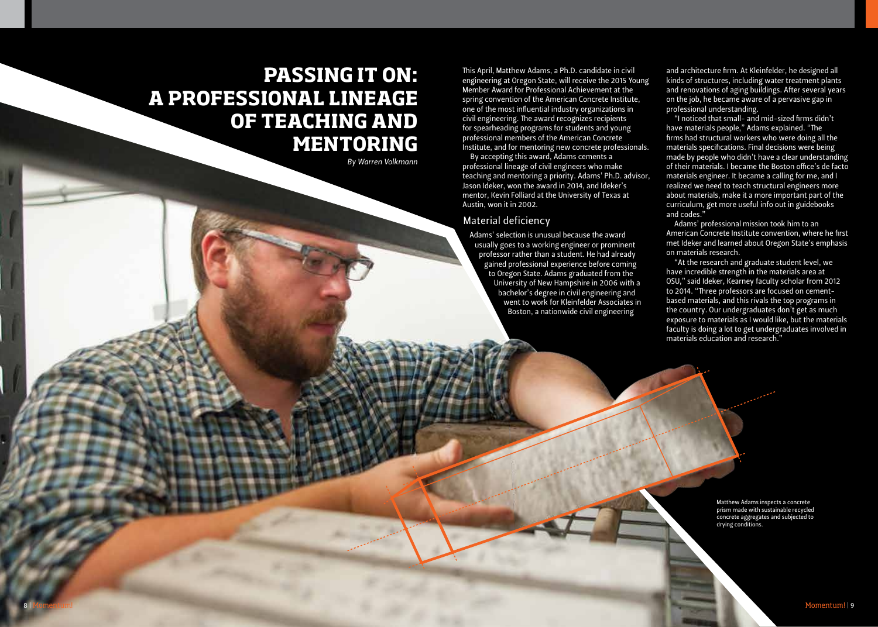# PASSING IT ON: A PROFESSIONAL LINEAGE OF TEACHING AND MENTORING

*By Warren Volkmann*

This April, Matthew Adams, a Ph.D. candidate in civil engineering at Oregon State, will receive the 2015 Young Member Award for Professional Achievement at the spring convention of the American Concrete Institute, one of the most influential industry organizations in civil engineering. The award recognizes recipients for spearheading programs for students and young professional members of the American Concrete Institute, and for mentoring new concrete professionals.

By accepting this award, Adams cements a professional lineage of civil engineers who make teaching and mentoring a priority. Adams' Ph.D. advisor, Jason Ideker, won the award in 2014, and Ideker's mentor, Kevin Folliard at the University of Texas at Austin, won it in 2002.

## Material deficiency

Adams' selection is unusual because the award usually goes to a working engineer or prominent professor rather than a student. He had already gained professional experience before coming to Oregon State. Adams graduated from the University of New Hampshire in 2006 with a bachelor's degree in civil engineering and went to work for Kleinfelder Associates in Boston, a nationwide civil engineering and architecture firm. At Kleinfelder, he designed all kinds of structures, including water treatment plants and renovations of aging buildings. After several years on the job, he became aware of a pervasive gap in professional understanding.

"I noticed that small- and mid-sized firms didn't have materials people," Adams explained. "The firms had structural workers who were doing all the materials specifications. Final decisions were being made by people who didn't have a clear understanding of their materials. I became the Boston office's de facto materials engineer. It became a calling for me, and I realized we need to teach structural engineers more about materials, make it a more important part of the curriculum, get more useful info out in guidebooks and codes."

Adams' professional mission took him to an American Concrete Institute convention, where he first met Ideker and learned about Oregon State's emphasis on materials research.

"At the research and graduate student level, we have incredible strength in the materials area at OSU," said Ideker, Kearney faculty scholar from 2012 to 2014. "Three professors are focused on cement-based materials, and this rivals the top programs in the country. Our undergraduates don't get as much exposure to materials as I would like, but the materials faculty is doing a lot to get undergraduates involved in materials education and research."

Matthew Adams inspects a concrete prism made with sustainable recycled concrete aggregates and subjected to drying conditions.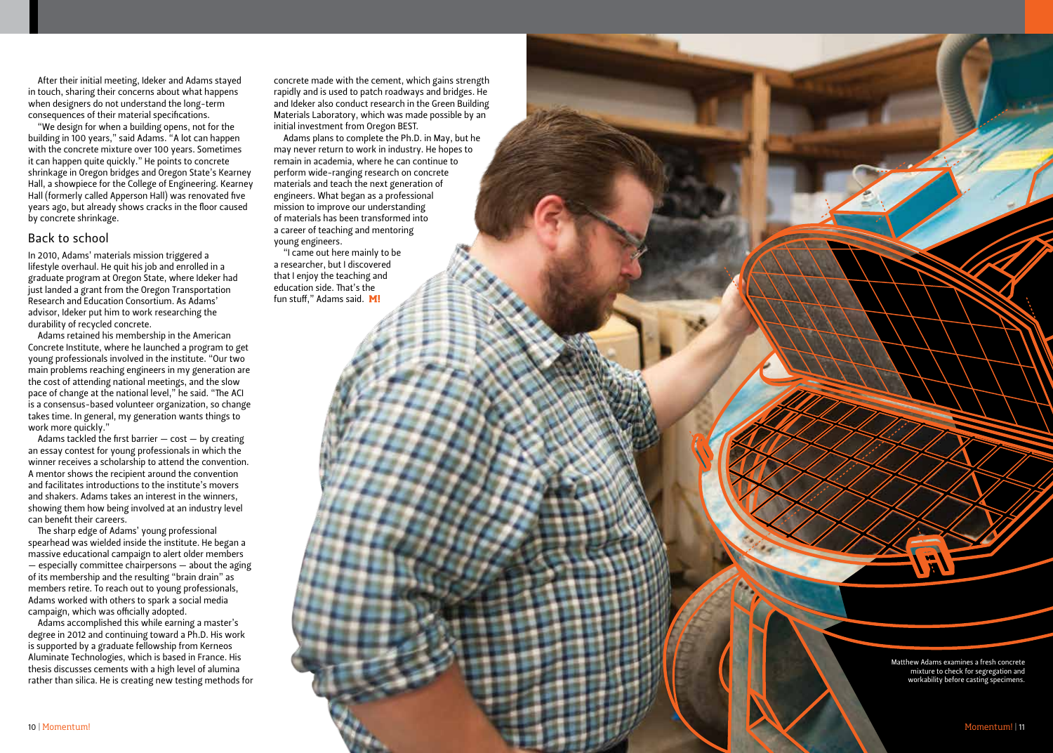After their initial meeting, Ideker and Adams stayed in touch, sharing their concerns about what happens when designers do not understand the long-term consequences of their material specifications.

"We design for when a building opens, not for the building in 100 years," said Adams. "A lot can happen with the concrete mixture over 100 years. Sometimes it can happen quite quickly." He points to concrete shrinkage in Oregon bridges and Oregon State's Kearney Hall, a showpiece for the College of Engineering. Kearney Hall (formerly called Apperson Hall) was renovated five years ago, but already shows cracks in the floor caused by concrete shrinkage.

## Back to school

In 2010, Adams' materials mission triggered a lifestyle overhaul. He quit his job and enrolled in a graduate program at Oregon State, where Ideker had just landed a grant from the Oregon Transportation Research and Education Consortium. As Adams' advisor, Ideker put him to work researching the durability of recycled concrete.

Adams retained his membership in the American Concrete Institute, where he launched a program to get young professionals involved in the institute. "Our two main problems reaching engineers in my generation are the cost of attending national meetings, and the slow pace of change at the national level," he said. "The ACI is a consensus-based volunteer organization, so change takes time. In general, my generation wants things to work more quickly."

Adams tackled the first barrier — cost — by creating an essay contest for young professionals in which the winner receives a scholarship to attend the convention. A mentor shows the recipient around the convention and facilitates introductions to the institute's movers and shakers. Adams takes an interest in the winners, showing them how being involved at an industry level can benefit their careers.

The sharp edge of Adams' young professional spearhead was wielded inside the institute. He began a massive educational campaign to alert older members — especially committee chairpersons — about the aging of its membership and the resulting "brain drain" as members retire. To reach out to young professionals, Adams worked with others to spark a social media campaign, which was officially adopted.

Adams accomplished this while earning a master's degree in 2012 and continuing toward a Ph.D. His work is supported by a graduate fellowship from Kerneos Aluminate Technologies, which is based in France. His thesis discusses cements with a high level of alumina rather than silica. He is creating new testing methods for concrete made with the cement, which gains strength rapidly and is used to patch roadways and bridges. He and Ideker also conduct research in the Green Building Materials Laboratory, which was made possible by an initial investment from Oregon BEST.

Adams plans to complete the Ph.D. in May, but he may never return to work in industry. He hopes to remain in academia, where he can continue to perform wide-ranging research on concrete materials and teach the next generation of engineers. What began as a professional mission to improve our understanding of materials has been transformed into a career of teaching and mentoring young engineers.

"I came out here mainly to be a researcher, but I discovered that I enjoy the teaching and education side. That's the fun stuff," Adams said. **M!**

Matthew Adams examines a fresh concrete mixture to check for segregation and workability before casting specimens.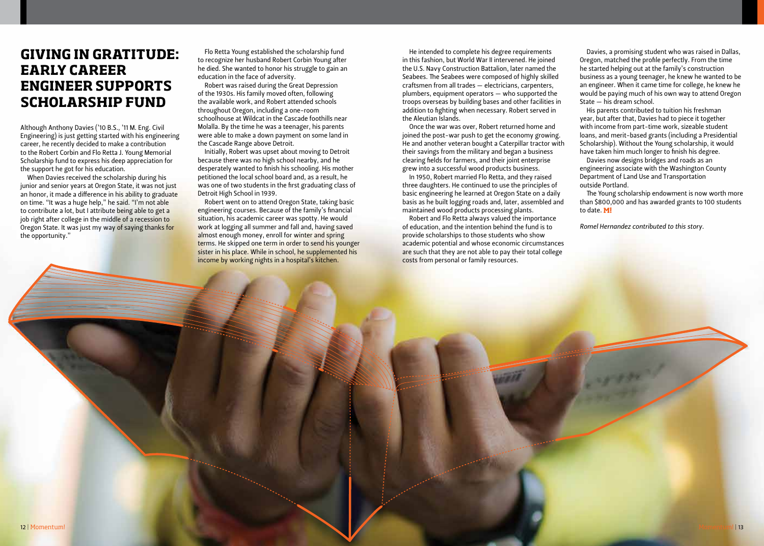# GIVING IN GRATITUDE: EARLY CAREER ENGINEER SUPPORTS SCHOLARSHIP FUND

Although Anthony Davies ('10 B.S., '11 M. Eng. Civil Engineering) is just getting started with his engineering career, he recently decided to make a contribution to the Robert Corbin and Flo Retta J. Young Memorial Scholarship fund to express his deep appreciation for the support he got for his education.

When Davies received the scholarship during his junior and senior years at Oregon State, it was not just an honor, it made a difference in his ability to graduate on time. "It was a huge help," he said. "I'm not able to contribute a lot, but I attribute being able to get a job right after college in the middle of a recession to Oregon State. It was just my way of saying thanks for the opportunity."

Flo Retta Young established the scholarship fund to recognize her husband Robert Corbin Young after he died. She wanted to honor his struggle to gain an education in the face of adversity.

Robert was raised during the Great Depression of the 1930s. His family moved often, following the available work, and Robert attended schools throughout Oregon, including a one-room schoolhouse at Wildcat in the Cascade foothills near Molalla. By the time he was a teenager, his parents were able to make a down payment on some land in the Cascade Range above Detroit.

Initially, Robert was upset about moving to Detroit because there was no high school nearby, and he desperately wanted to finish his schooling. His mother petitioned the local school board and, as a result, he was one of two students in the first graduating class of Detroit High School in 1939.

Robert went on to attend Oregon State, taking basic engineering courses. Because of the family's financial situation, his academic career was spotty. He would work at logging all summer and fall and, having saved almost enough money, enroll for winter and spring terms. He skipped one term in order to send his younger sister in his place. While in school, he supplemented his income by working nights in a hospital's kitchen.

He intended to complete his degree requirements in this fashion, but World War II intervened. He joined the U.S. Navy Construction Battalion, later named the Seabees. The Seabees were composed of highly skilled craftsmen from all trades — electricians, carpenters, plumbers, equipment operators — who supported the troops overseas by building bases and other facilities in addition to fighting when necessary. Robert served in the Aleutian Islands.

Once the war was over, Robert returned home and joined the post-war push to get the economy growing. He and another veteran bought a Caterpillar tractor with their savings from the military and began a business clearing fields for farmers, and their joint enterprise grew into a successful wood products business.

In 1950, Robert married Flo Retta, and they raised three daughters. He continued to use the principles of basic engineering he learned at Oregon State on a daily basis as he built logging roads and, later, assembled and maintained wood products processing plants.

Robert and Flo Retta always valued the importance of education, and the intention behind the fund is to provide scholarships to those students who show academic potential and whose economic circumstances are such that they are not able to pay their total college costs from personal or family resources.

Davies, a promising student who was raised in Dallas, Oregon, matched the profile perfectly. From the time he started helping out at the family's construction business as a young teenager, he knew he wanted to be an engineer. When it came time for college, he knew he would be paying much of his own way to attend Oregon State — his dream school.

His parents contributed to tuition his freshman year, but after that, Davies had to piece it together with income from part-time work, sizeable student loans, and merit-based grants (including a Presidential Scholarship). Without the Young scholarship, it would have taken him much longer to finish his degree.

Davies now designs bridges and roads as an engineering associate with the Washington County Department of Land Use and Transportation outside Portland.

The Young scholarship endowment is now worth more than $800,000 and has awarded grants to 100 students to date. **M!**

*Romel Hernandez contributed to this story.*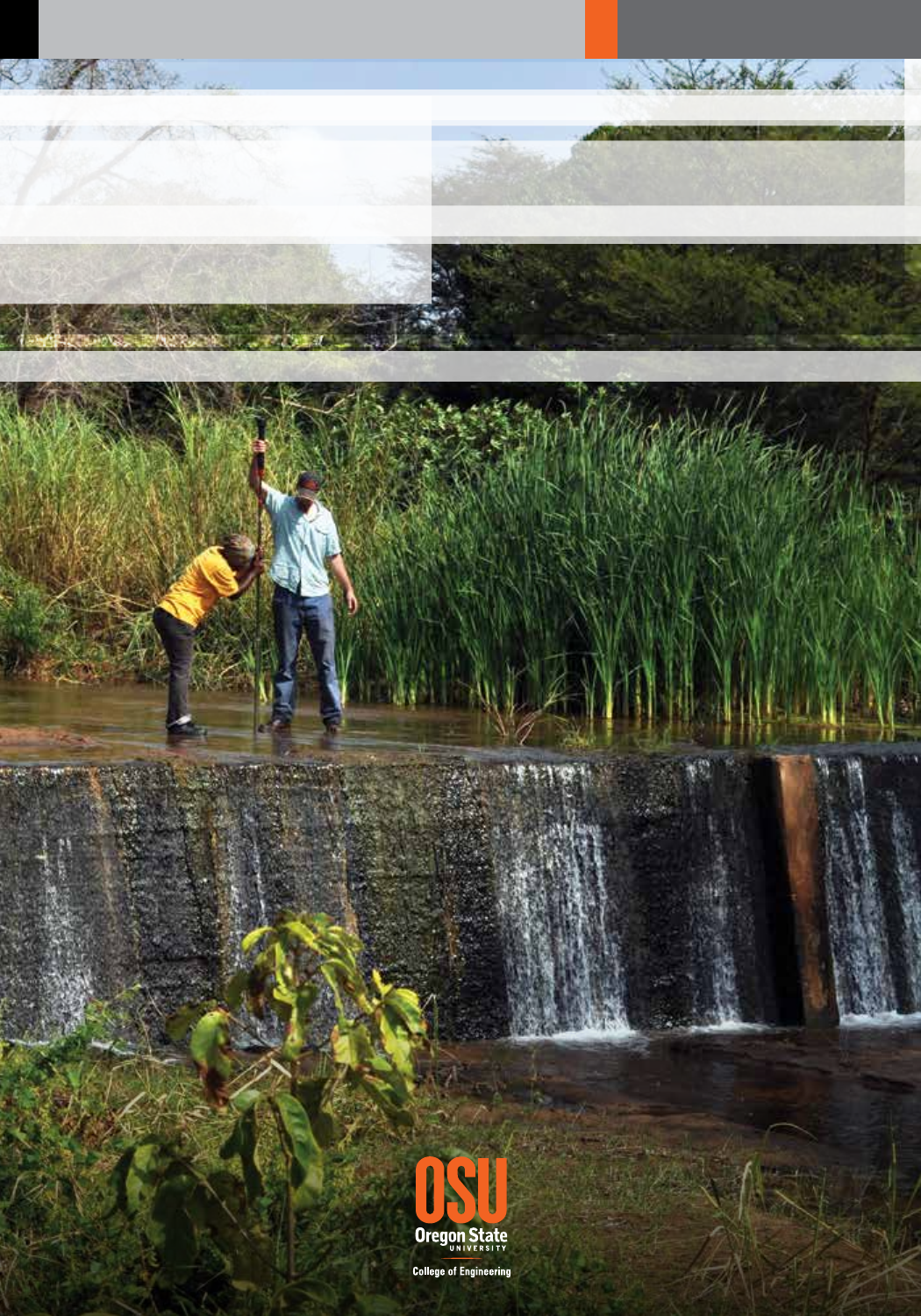Oregon State University

College of Engineering